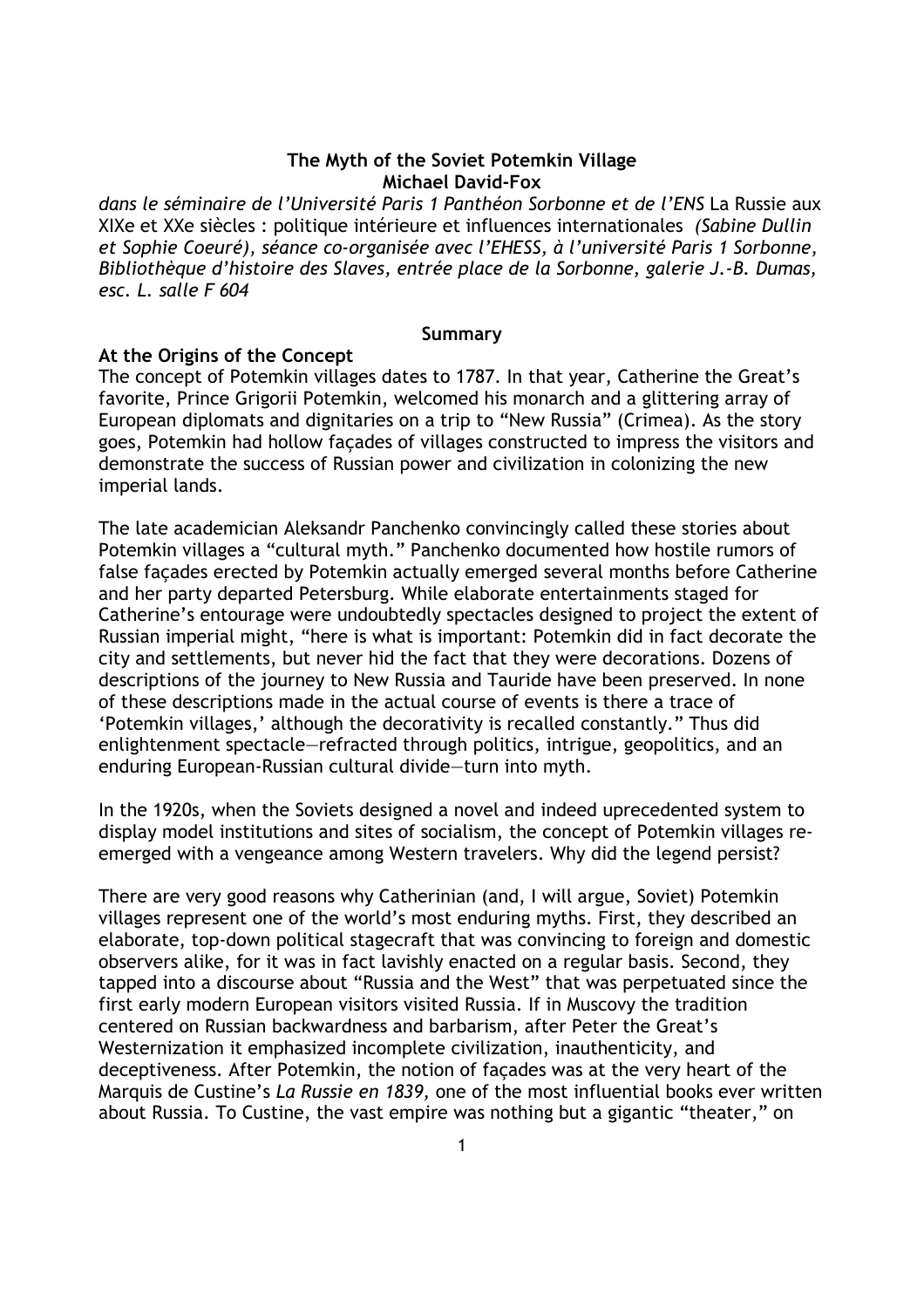**The Myth of the Soviet Potemkin Village**
**Michael David-Fox**

*dans le séminaire de l'Université Paris 1 Panthéon Sorbonne et de l'ENS* La Russie aux XIXe et XXe siècles : politique intérieure et influences internationales *(Sabine Dullin et Sophie Coeuré), séance co-organisée avec l'EHESS, à l'université Paris 1 Sorbonne, Bibliothèque d'histoire des Slaves, entrée place de la Sorbonne, galerie J.-B. Dumas, esc. L. salle F 604*

## Summary

### At the Origins of the Concept

The concept of Potemkin villages dates to 1787. In that year, Catherine the Great's favorite, Prince Grigorii Potemkin, welcomed his monarch and a glittering array of European diplomats and dignitaries on a trip to "New Russia" (Crimea). As the story goes, Potemkin had hollow façades of villages constructed to impress the visitors and demonstrate the success of Russian power and civilization in colonizing the new imperial lands.

The late academician Aleksandr Panchenko convincingly called these stories about Potemkin villages a "cultural myth." Panchenko documented how hostile rumors of false façades erected by Potemkin actually emerged several months before Catherine and her party departed Petersburg. While elaborate entertainments staged for Catherine's entourage were undoubtedly spectacles designed to project the extent of Russian imperial might, "here is what is important: Potemkin did in fact decorate the city and settlements, but never hid the fact that they were decorations. Dozens of descriptions of the journey to New Russia and Tauride have been preserved. In none of these descriptions made in the actual course of events is there a trace of 'Potemkin villages,' although the decorativity is recalled constantly." Thus did enlightenment spectacle—refracted through politics, intrigue, geopolitics, and an enduring European-Russian cultural divide—turn into myth.

In the 1920s, when the Soviets designed a novel and indeed uprecedented system to display model institutions and sites of socialism, the concept of Potemkin villages re-emerged with a vengeance among Western travelers. Why did the legend persist?

There are very good reasons why Catherinian (and, I will argue, Soviet) Potemkin villages represent one of the world's most enduring myths. First, they described an elaborate, top-down political stagecraft that was convincing to foreign and domestic observers alike, for it was in fact lavishly enacted on a regular basis. Second, they tapped into a discourse about "Russia and the West" that was perpetuated since the first early modern European visitors visited Russia. If in Muscovy the tradition centered on Russian backwardness and barbarism, after Peter the Great's Westernization it emphasized incomplete civilization, inauthenticity, and deceptiveness. After Potemkin, the notion of façades was at the very heart of the Marquis de Custine's *La Russie en 1839,* one of the most influential books ever written about Russia. To Custine, the vast empire was nothing but a gigantic "theater," on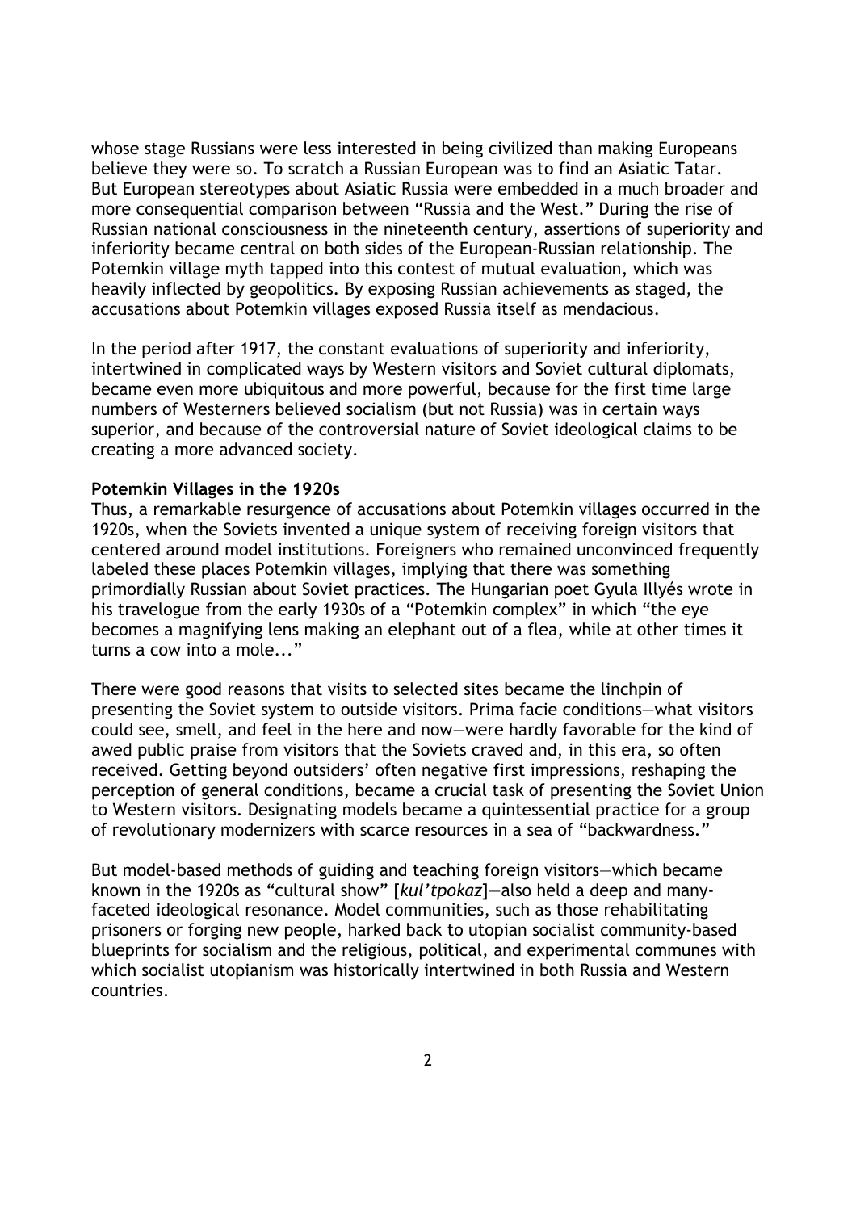whose stage Russians were less interested in being civilized than making Europeans believe they were so. To scratch a Russian European was to find an Asiatic Tatar. But European stereotypes about Asiatic Russia were embedded in a much broader and more consequential comparison between "Russia and the West." During the rise of Russian national consciousness in the nineteenth century, assertions of superiority and inferiority became central on both sides of the European-Russian relationship. The Potemkin village myth tapped into this contest of mutual evaluation, which was heavily inflected by geopolitics. By exposing Russian achievements as staged, the accusations about Potemkin villages exposed Russia itself as mendacious.

In the period after 1917, the constant evaluations of superiority and inferiority, intertwined in complicated ways by Western visitors and Soviet cultural diplomats, became even more ubiquitous and more powerful, because for the first time large numbers of Westerners believed socialism (but not Russia) was in certain ways superior, and because of the controversial nature of Soviet ideological claims to be creating a more advanced society.

**Potemkin Villages in the 1920s**

Thus, a remarkable resurgence of accusations about Potemkin villages occurred in the 1920s, when the Soviets invented a unique system of receiving foreign visitors that centered around model institutions. Foreigners who remained unconvinced frequently labeled these places Potemkin villages, implying that there was something primordially Russian about Soviet practices. The Hungarian poet Gyula Illyés wrote in his travelogue from the early 1930s of a "Potemkin complex" in which "the eye becomes a magnifying lens making an elephant out of a flea, while at other times it turns a cow into a mole..."

There were good reasons that visits to selected sites became the linchpin of presenting the Soviet system to outside visitors. Prima facie conditions—what visitors could see, smell, and feel in the here and now—were hardly favorable for the kind of awed public praise from visitors that the Soviets craved and, in this era, so often received. Getting beyond outsiders' often negative first impressions, reshaping the perception of general conditions, became a crucial task of presenting the Soviet Union to Western visitors. Designating models became a quintessential practice for a group of revolutionary modernizers with scarce resources in a sea of "backwardness."

But model-based methods of guiding and teaching foreign visitors—which became known in the 1920s as "cultural show" [*kul'tpokaz*]—also held a deep and many-faceted ideological resonance. Model communities, such as those rehabilitating prisoners or forging new people, harked back to utopian socialist community-based blueprints for socialism and the religious, political, and experimental communes with which socialist utopianism was historically intertwined in both Russia and Western countries.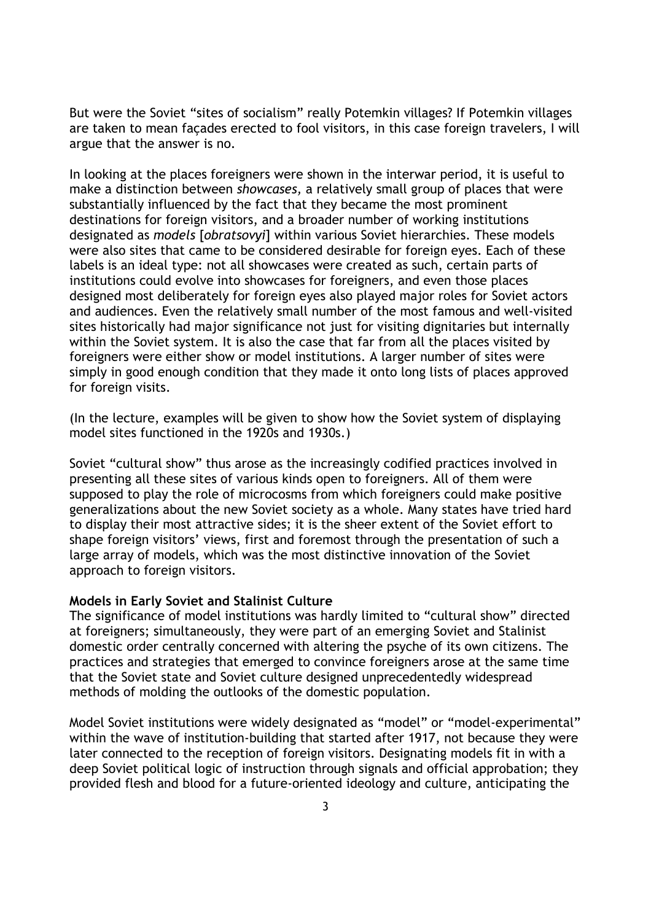But were the Soviet "sites of socialism" really Potemkin villages? If Potemkin villages are taken to mean façades erected to fool visitors, in this case foreign travelers, I will argue that the answer is no.

In looking at the places foreigners were shown in the interwar period, it is useful to make a distinction between *showcases,* a relatively small group of places that were substantially influenced by the fact that they became the most prominent destinations for foreign visitors, and a broader number of working institutions designated as *models* [*obratsovyi*] within various Soviet hierarchies. These models were also sites that came to be considered desirable for foreign eyes. Each of these labels is an ideal type: not all showcases were created as such, certain parts of institutions could evolve into showcases for foreigners, and even those places designed most deliberately for foreign eyes also played major roles for Soviet actors and audiences. Even the relatively small number of the most famous and well-visited sites historically had major significance not just for visiting dignitaries but internally within the Soviet system. It is also the case that far from all the places visited by foreigners were either show or model institutions. A larger number of sites were simply in good enough condition that they made it onto long lists of places approved for foreign visits.

(In the lecture, examples will be given to show how the Soviet system of displaying model sites functioned in the 1920s and 1930s.)

Soviet "cultural show" thus arose as the increasingly codified practices involved in presenting all these sites of various kinds open to foreigners. All of them were supposed to play the role of microcosms from which foreigners could make positive generalizations about the new Soviet society as a whole. Many states have tried hard to display their most attractive sides; it is the sheer extent of the Soviet effort to shape foreign visitors' views, first and foremost through the presentation of such a large array of models, which was the most distinctive innovation of the Soviet approach to foreign visitors.

**Models in Early Soviet and Stalinist Culture**

The significance of model institutions was hardly limited to "cultural show" directed at foreigners; simultaneously, they were part of an emerging Soviet and Stalinist domestic order centrally concerned with altering the psyche of its own citizens. The practices and strategies that emerged to convince foreigners arose at the same time that the Soviet state and Soviet culture designed unprecedentedly widespread methods of molding the outlooks of the domestic population.

Model Soviet institutions were widely designated as "model" or "model-experimental" within the wave of institution-building that started after 1917, not because they were later connected to the reception of foreign visitors. Designating models fit in with a deep Soviet political logic of instruction through signals and official approbation; they provided flesh and blood for a future-oriented ideology and culture, anticipating the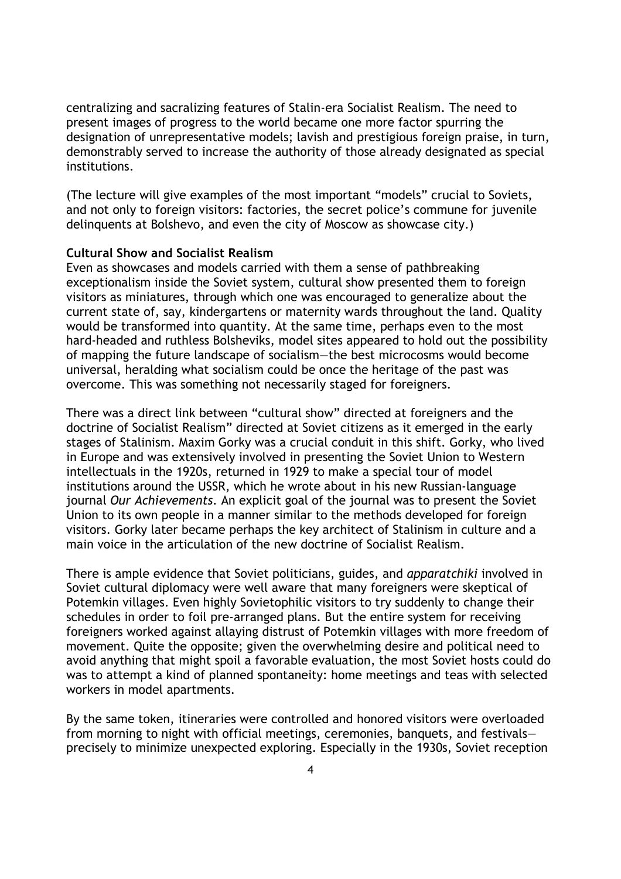centralizing and sacralizing features of Stalin-era Socialist Realism. The need to present images of progress to the world became one more factor spurring the designation of unrepresentative models; lavish and prestigious foreign praise, in turn, demonstrably served to increase the authority of those already designated as special institutions.

(The lecture will give examples of the most important "models" crucial to Soviets, and not only to foreign visitors: factories, the secret police's commune for juvenile delinquents at Bolshevo, and even the city of Moscow as showcase city.)

**Cultural Show and Socialist Realism**

Even as showcases and models carried with them a sense of pathbreaking exceptionalism inside the Soviet system, cultural show presented them to foreign visitors as miniatures, through which one was encouraged to generalize about the current state of, say, kindergartens or maternity wards throughout the land. Quality would be transformed into quantity. At the same time, perhaps even to the most hard-headed and ruthless Bolsheviks, model sites appeared to hold out the possibility of mapping the future landscape of socialism—the best microcosms would become universal, heralding what socialism could be once the heritage of the past was overcome. This was something not necessarily staged for foreigners.

There was a direct link between "cultural show" directed at foreigners and the doctrine of Socialist Realism" directed at Soviet citizens as it emerged in the early stages of Stalinism. Maxim Gorky was a crucial conduit in this shift. Gorky, who lived in Europe and was extensively involved in presenting the Soviet Union to Western intellectuals in the 1920s, returned in 1929 to make a special tour of model institutions around the USSR, which he wrote about in his new Russian-language journal *Our Achievements*. An explicit goal of the journal was to present the Soviet Union to its own people in a manner similar to the methods developed for foreign visitors. Gorky later became perhaps the key architect of Stalinism in culture and a main voice in the articulation of the new doctrine of Socialist Realism.

There is ample evidence that Soviet politicians, guides, and *apparatchiki* involved in Soviet cultural diplomacy were well aware that many foreigners were skeptical of Potemkin villages. Even highly Sovietophilic visitors to try suddenly to change their schedules in order to foil pre-arranged plans. But the entire system for receiving foreigners worked against allaying distrust of Potemkin villages with more freedom of movement. Quite the opposite; given the overwhelming desire and political need to avoid anything that might spoil a favorable evaluation, the most Soviet hosts could do was to attempt a kind of planned spontaneity: home meetings and teas with selected workers in model apartments.

By the same token, itineraries were controlled and honored visitors were overloaded from morning to night with official meetings, ceremonies, banquets, and festivals—precisely to minimize unexpected exploring. Especially in the 1930s, Soviet reception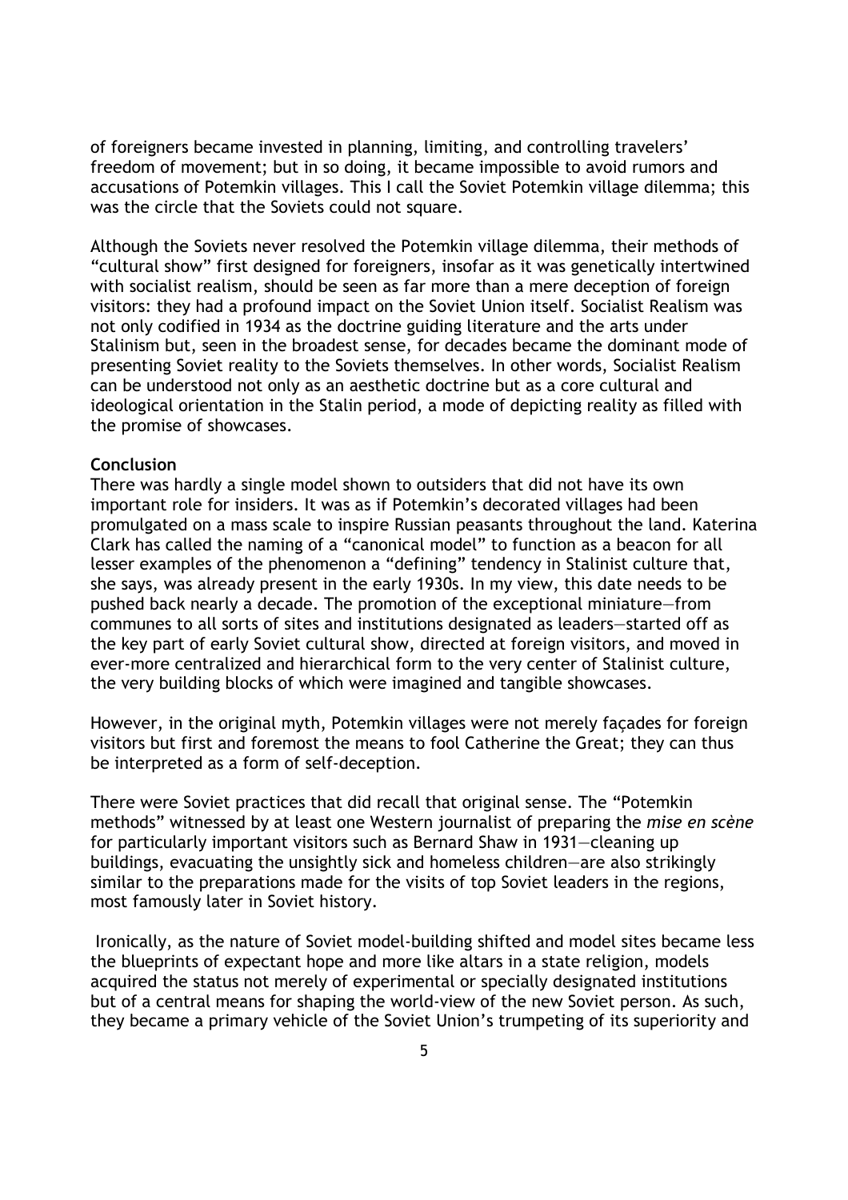of foreigners became invested in planning, limiting, and controlling travelers' freedom of movement; but in so doing, it became impossible to avoid rumors and accusations of Potemkin villages. This I call the Soviet Potemkin village dilemma; this was the circle that the Soviets could not square.

Although the Soviets never resolved the Potemkin village dilemma, their methods of "cultural show" first designed for foreigners, insofar as it was genetically intertwined with socialist realism, should be seen as far more than a mere deception of foreign visitors: they had a profound impact on the Soviet Union itself. Socialist Realism was not only codified in 1934 as the doctrine guiding literature and the arts under Stalinism but, seen in the broadest sense, for decades became the dominant mode of presenting Soviet reality to the Soviets themselves. In other words, Socialist Realism can be understood not only as an aesthetic doctrine but as a core cultural and ideological orientation in the Stalin period, a mode of depicting reality as filled with the promise of showcases.

**Conclusion**

There was hardly a single model shown to outsiders that did not have its own important role for insiders. It was as if Potemkin's decorated villages had been promulgated on a mass scale to inspire Russian peasants throughout the land. Katerina Clark has called the naming of a "canonical model" to function as a beacon for all lesser examples of the phenomenon a "defining" tendency in Stalinist culture that, she says, was already present in the early 1930s. In my view, this date needs to be pushed back nearly a decade. The promotion of the exceptional miniature—from communes to all sorts of sites and institutions designated as leaders—started off as the key part of early Soviet cultural show, directed at foreign visitors, and moved in ever-more centralized and hierarchical form to the very center of Stalinist culture, the very building blocks of which were imagined and tangible showcases.

However, in the original myth, Potemkin villages were not merely façades for foreign visitors but first and foremost the means to fool Catherine the Great; they can thus be interpreted as a form of self-deception.

There were Soviet practices that did recall that original sense. The "Potemkin methods" witnessed by at least one Western journalist of preparing the *mise en scène* for particularly important visitors such as Bernard Shaw in 1931—cleaning up buildings, evacuating the unsightly sick and homeless children—are also strikingly similar to the preparations made for the visits of top Soviet leaders in the regions, most famously later in Soviet history.

Ironically, as the nature of Soviet model-building shifted and model sites became less the blueprints of expectant hope and more like altars in a state religion, models acquired the status not merely of experimental or specially designated institutions but of a central means for shaping the world-view of the new Soviet person. As such, they became a primary vehicle of the Soviet Union's trumpeting of its superiority and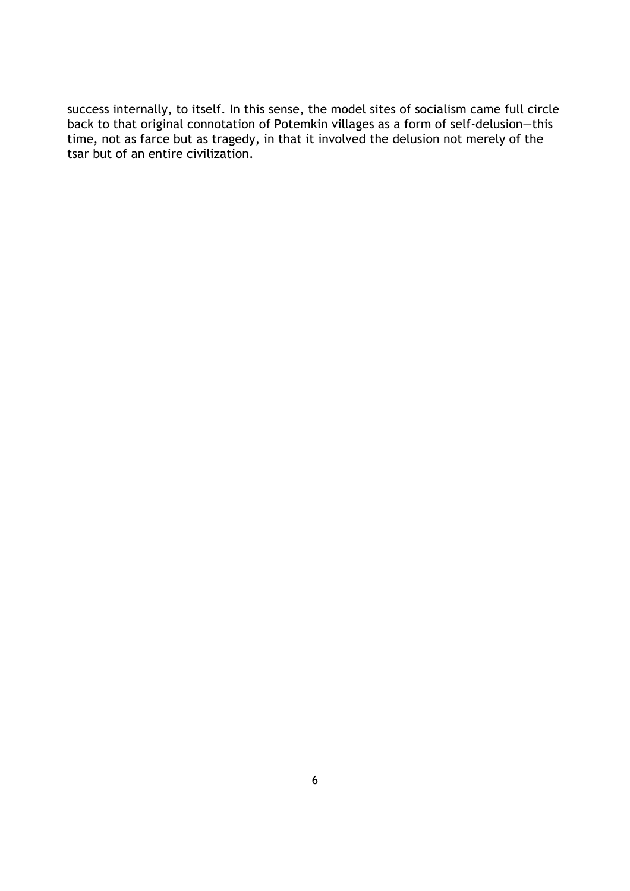success internally, to itself. In this sense, the model sites of socialism came full circle back to that original connotation of Potemkin villages as a form of self-delusion—this time, not as farce but as tragedy, in that it involved the delusion not merely of the tsar but of an entire civilization.